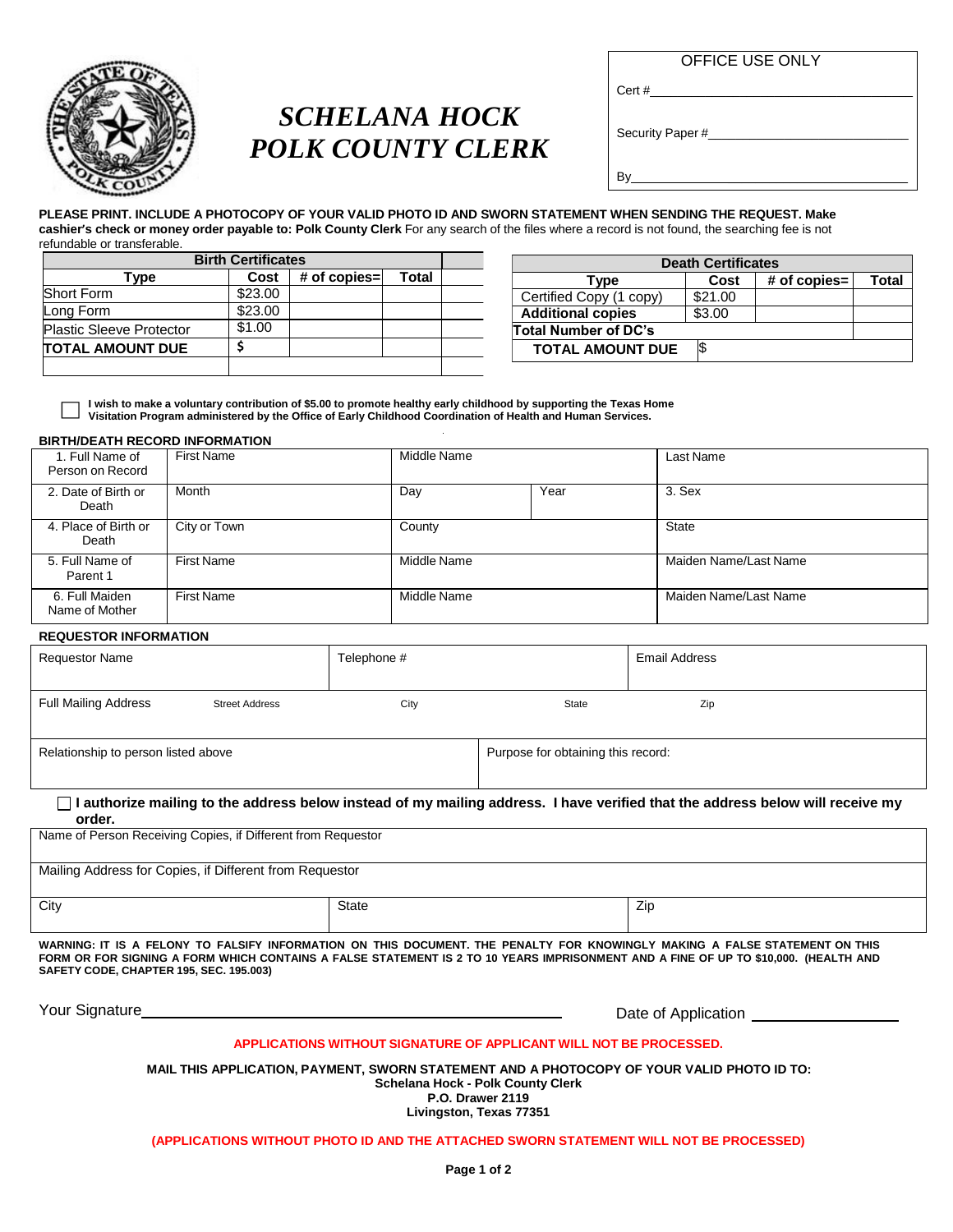# SCHELANA HOCK
# POLK COUNTY CLERK

| OFFICE USE ONLY |
|---|
| Cert #\_\_\_\_\_\_\_\_\_\_\_\_\_\_\_\_\_\_\_\_ |
| Security Paper #\_\_\_\_\_\_\_\_\_\_\_\_\_\_\_\_\_\_\_\_ |
| By\_\_\_\_\_\_\_\_\_\_\_\_\_\_\_\_\_\_\_\_ |

**PLEASE PRINT. INCLUDE A PHOTOCOPY OF YOUR VALID PHOTO ID AND SWORN STATEMENT WHEN SENDING THE REQUEST. Make cashier's check or money order payable to: Polk County Clerk** For any search of the files where a record is not found, the searching fee is not refundable or transferable.

| Birth Certificates | | | |
|---|---|---|---|
| **Type** | **Cost** | **# of copies=** | **Total** |
| Short Form | $23.00 | | |
| Long Form | $23.00 | | |
| Plastic Sleeve Protector | $1.00 | | |
| **TOTAL AMOUNT DUE** | **$** | | |

| Death Certificates | | | |
|---|---|---|---|
| **Type** | **Cost** | **# of copies=** | **Total** |
| Certified Copy (1 copy) | $21.00 | | |
| **Additional copies** | $3.00 | | |
| **Total Number of DC's** | | | |
| **TOTAL AMOUNT DUE** | $ | | |

☐ **I wish to make a voluntary contribution of $5.00 to promote healthy early childhood by supporting the Texas Home Visitation Program administered by the Office of Early Childhood Coordination of Health and Human Services.**

**BIRTH/DEATH RECORD INFORMATION**

| | | | | |
|---|---|---|---|---|
| 1. Full Name of Person on Record | First Name | Middle Name | | Last Name |
| 2. Date of Birth or Death | Month | Day | Year | 3. Sex |
| 4. Place of Birth or Death | City or Town | County | | State |
| 5. Full Name of Parent 1 | First Name | Middle Name | | Maiden Name/Last Name |
| 6. Full Maiden Name of Mother | First Name | Middle Name | | Maiden Name/Last Name |

**REQUESTOR INFORMATION**

| | | | | |
|---|---|---|---|---|
| Requestor Name | | Telephone # | | Email Address |
| Full Mailing Address | Street Address | City | State | Zip |
| Relationship to person listed above | | Purpose for obtaining this record: | | |

☐ **I authorize mailing to the address below instead of my mailing address. I have verified that the address below will receive my order.**

| | | |
|---|---|---|
| Name of Person Receiving Copies, if Different from Requestor | | |
| Mailing Address for Copies, if Different from Requestor | | |
| City | State | Zip |

**WARNING: IT IS A FELONY TO FALSIFY INFORMATION ON THIS DOCUMENT. THE PENALTY FOR KNOWINGLY MAKING A FALSE STATEMENT ON THIS FORM OR FOR SIGNING A FORM WHICH CONTAINS A FALSE STATEMENT IS 2 TO 10 YEARS IMPRISONMENT AND A FINE OF UP TO $10,000. (HEALTH AND SAFETY CODE, CHAPTER 195, SEC. 195.003)**

Your Signature\_\_\_\_\_\_\_\_\_\_\_\_\_\_\_\_\_\_\_\_\_\_\_\_\_\_\_\_\_\_ Date of Application \_\_\_\_\_\_\_\_\_\_\_\_\_\_\_\_

**APPLICATIONS WITHOUT SIGNATURE OF APPLICANT WILL NOT BE PROCESSED.**

**MAIL THIS APPLICATION, PAYMENT, SWORN STATEMENT AND A PHOTOCOPY OF YOUR VALID PHOTO ID TO:**
**Schelana Hock - Polk County Clerk**
**P.O. Drawer 2119**
**Livingston, Texas 77351**

**(APPLICATIONS WITHOUT PHOTO ID AND THE ATTACHED SWORN STATEMENT WILL NOT BE PROCESSED)**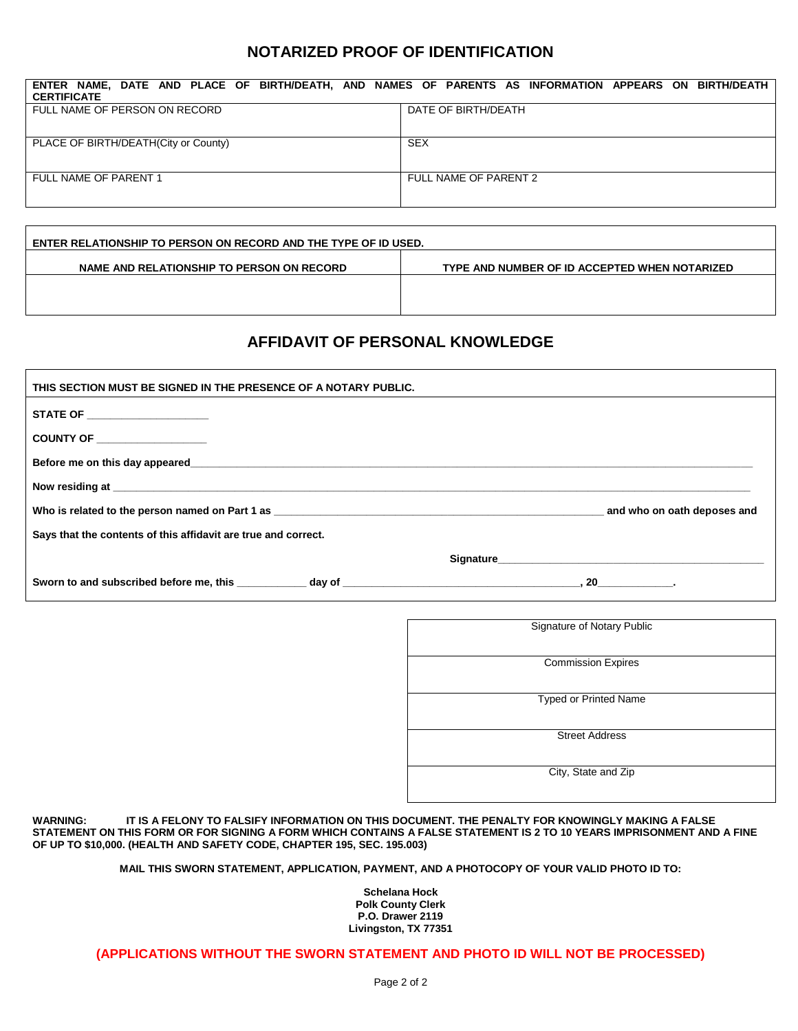# NOTARIZED PROOF OF IDENTIFICATION

| ENTER NAME, DATE AND PLACE OF BIRTH/DEATH, AND NAMES OF PARENTS AS INFORMATION APPEARS ON BIRTH/DEATH CERTIFICATE | |
|---|---|
| FULL NAME OF PERSON ON RECORD | DATE OF BIRTH/DEATH |
| PLACE OF BIRTH/DEATH(City or County) | SEX |
| FULL NAME OF PARENT 1 | FULL NAME OF PARENT 2 |

| ENTER RELATIONSHIP TO PERSON ON RECORD AND THE TYPE OF ID USED. | |
|---|---|
| **NAME AND RELATIONSHIP TO PERSON ON RECORD** | **TYPE AND NUMBER OF ID ACCEPTED WHEN NOTARIZED** |
| | |

# AFFIDAVIT OF PERSONAL KNOWLEDGE

**THIS SECTION MUST BE SIGNED IN THE PRESENCE OF A NOTARY PUBLIC.**

**STATE OF** ____________________

**COUNTY OF** ___________________

**Before me on this day appeared**_______________________________________________

**Now residing at** _______________________________________________

**Who is related to the person named on Part 1 as** ______________________________ **and who on oath deposes and**

**Says that the contents of this affidavit are true and correct.**

**Signature**_____________________________________________

**Sworn to and subscribed before me, this** ____________ **day of** ______________________________, **20**____________.

| |
|---|
| Signature of Notary Public |
| Commission Expires |
| Typed or Printed Name |
| Street Address |
| City, State and Zip |

**WARNING: IT IS A FELONY TO FALSIFY INFORMATION ON THIS DOCUMENT. THE PENALTY FOR KNOWINGLY MAKING A FALSE STATEMENT ON THIS FORM OR FOR SIGNING A FORM WHICH CONTAINS A FALSE STATEMENT IS 2 TO 10 YEARS IMPRISONMENT AND A FINE OF UP TO $10,000. (HEALTH AND SAFETY CODE, CHAPTER 195, SEC. 195.003)**

**MAIL THIS SWORN STATEMENT, APPLICATION, PAYMENT, AND A PHOTOCOPY OF YOUR VALID PHOTO ID TO:**

**Schelana Hock**
**Polk County Clerk**
**P.O. Drawer 2119**
**Livingston, TX 77351**

**(APPLICATIONS WITHOUT THE SWORN STATEMENT AND PHOTO ID WILL NOT BE PROCESSED)**